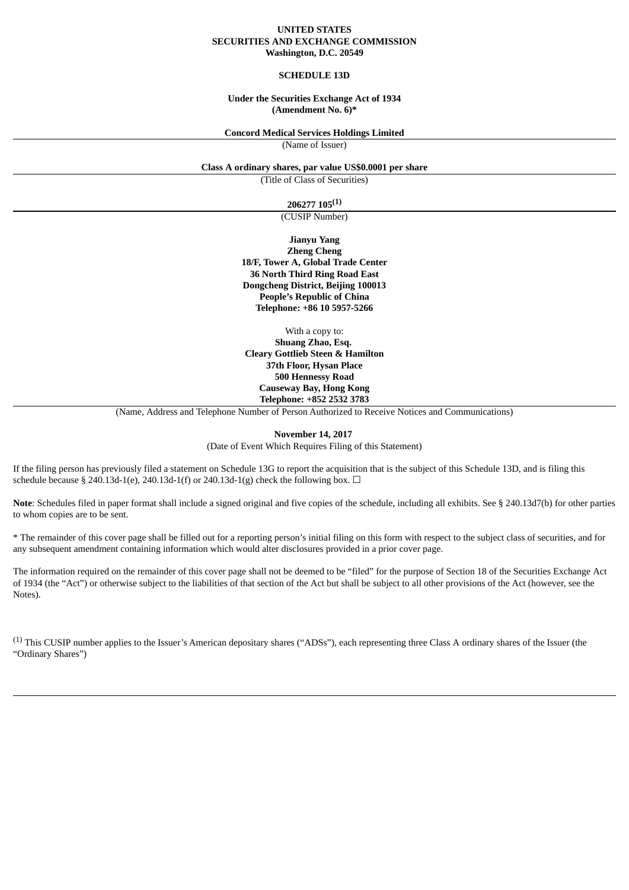**UNITED STATES**
**SECURITIES AND EXCHANGE COMMISSION**
**Washington, D.C. 20549**

**SCHEDULE 13D**

**Under the Securities Exchange Act of 1934**
**(Amendment No. 6)***

**Concord Medical Services Holdings Limited**
(Name of Issuer)

**Class A ordinary shares, par value US$0.0001 per share**
(Title of Class of Securities)

**206277 105[(1)]**
(CUSIP Number)

**Jianyu Yang**
**Zheng Cheng**
**18/F, Tower A, Global Trade Center**
**36 North Third Ring Road East**
**Dongcheng District, Beijing 100013**
**People's Republic of China**
**Telephone: +86 10 5957-5266**

With a copy to:
**Shuang Zhao, Esq.**
**Cleary Gottlieb Steen & Hamilton**
**37th Floor, Hysan Place**
**500 Hennessy Road**
**Causeway Bay, Hong Kong**
**Telephone: +852 2532 3783**
(Name, Address and Telephone Number of Person Authorized to Receive Notices and Communications)

**November 14, 2017**
(Date of Event Which Requires Filing of this Statement)

If the filing person has previously filed a statement on Schedule 13G to report the acquisition that is the subject of this Schedule 13D, and is filing this schedule because § 240.13d-1(e), 240.13d-1(f) or 240.13d-1(g) check the following box. ☐

**Note**: Schedules filed in paper format shall include a signed original and five copies of the schedule, including all exhibits. See § 240.13d7(b) for other parties to whom copies are to be sent.

* The remainder of this cover page shall be filled out for a reporting person's initial filing on this form with respect to the subject class of securities, and for any subsequent amendment containing information which would alter disclosures provided in a prior cover page.

The information required on the remainder of this cover page shall not be deemed to be "filed" for the purpose of Section 18 of the Securities Exchange Act of 1934 (the "Act") or otherwise subject to the liabilities of that section of the Act but shall be subject to all other provisions of the Act (however, see the Notes).

[(1)] This CUSIP number applies to the Issuer's American depositary shares ("ADSs"), each representing three Class A ordinary shares of the Issuer (the "Ordinary Shares")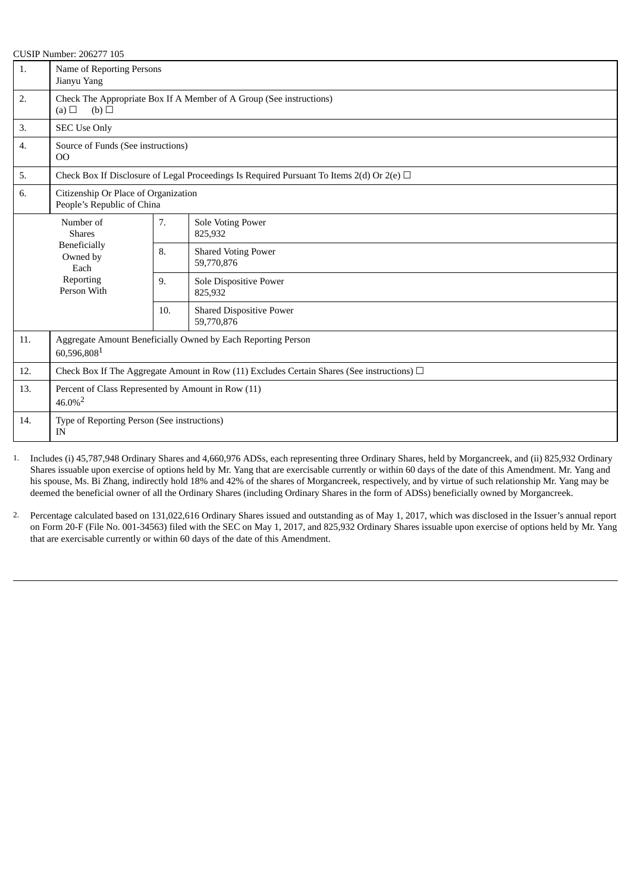CUSIP Number: 206277 105

| 1. | Name of Reporting Persons<br>Jianyu Yang | | |
|---|---|---|---|
| 2. | Check The Appropriate Box If A Member of A Group (See instructions)<br>(a) ☐ (b) ☐ | | |
| 3. | SEC Use Only | | |
| 4. | Source of Funds (See instructions)<br>OO | | |
| 5. | Check Box If Disclosure of Legal Proceedings Is Required Pursuant To Items 2(d) Or 2(e) ☐ | | |
| 6. | Citizenship Or Place of Organization<br>People's Republic of China | | |
| Number of Shares Beneficially Owned by Each Reporting Person With | | 7. | Sole Voting Power<br>825,932 |
| | | 8. | Shared Voting Power<br>59,770,876 |
| | | 9. | Sole Dispositive Power<br>825,932 |
| | | 10. | Shared Dispositive Power<br>59,770,876 |
| 11. | Aggregate Amount Beneficially Owned by Each Reporting Person<br>60,596,808[1] | | |
| 12. | Check Box If The Aggregate Amount in Row (11) Excludes Certain Shares (See instructions) ☐ | | |
| 13. | Percent of Class Represented by Amount in Row (11)<br>46.0%[2] | | |
| 14. | Type of Reporting Person (See instructions)<br>IN | | |

1. Includes (i) 45,787,948 Ordinary Shares and 4,660,976 ADSs, each representing three Ordinary Shares, held by Morgancreek, and (ii) 825,932 Ordinary Shares issuable upon exercise of options held by Mr. Yang that are exercisable currently or within 60 days of the date of this Amendment. Mr. Yang and his spouse, Ms. Bi Zhang, indirectly hold 18% and 42% of the shares of Morgancreek, respectively, and by virtue of such relationship Mr. Yang may be deemed the beneficial owner of all the Ordinary Shares (including Ordinary Shares in the form of ADSs) beneficially owned by Morgancreek.

2. Percentage calculated based on 131,022,616 Ordinary Shares issued and outstanding as of May 1, 2017, which was disclosed in the Issuer's annual report on Form 20-F (File No. 001-34563) filed with the SEC on May 1, 2017, and 825,932 Ordinary Shares issuable upon exercise of options held by Mr. Yang that are exercisable currently or within 60 days of the date of this Amendment.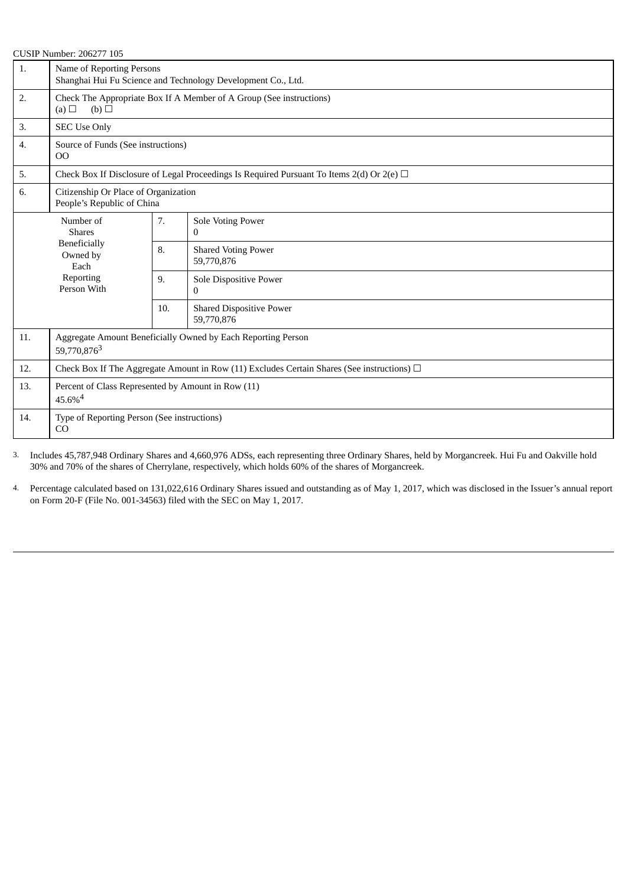CUSIP Number: 206277 105

| | | | |
|---|---|---|---|
| 1. | Name of Reporting Persons<br>Shanghai Hui Fu Science and Technology Development Co., Ltd. | | |
| 2. | Check The Appropriate Box If A Member of A Group (See instructions)<br>(a) ☐ (b) ☐ | | |
| 3. | SEC Use Only | | |
| 4. | Source of Funds (See instructions)<br>OO | | |
| 5. | Check Box If Disclosure of Legal Proceedings Is Required Pursuant To Items 2(d) Or 2(e) ☐ | | |
| 6. | Citizenship Or Place of Organization<br>People's Republic of China | | |
| Number of Shares Beneficially Owned by Each Reporting Person With | | 7. | Sole Voting Power<br>0 |
| | | 8. | Shared Voting Power<br>59,770,876 |
| | | 9. | Sole Dispositive Power<br>0 |
| | | 10. | Shared Dispositive Power<br>59,770,876 |
| 11. | Aggregate Amount Beneficially Owned by Each Reporting Person<br>59,770,876[3] | | |
| 12. | Check Box If The Aggregate Amount in Row (11) Excludes Certain Shares (See instructions) ☐ | | |
| 13. | Percent of Class Represented by Amount in Row (11)<br>45.6%[4] | | |
| 14. | Type of Reporting Person (See instructions)<br>CO | | |

3. Includes 45,787,948 Ordinary Shares and 4,660,976 ADSs, each representing three Ordinary Shares, held by Morgancreek. Hui Fu and Oakville hold 30% and 70% of the shares of Cherrylane, respectively, which holds 60% of the shares of Morgancreek.

4. Percentage calculated based on 131,022,616 Ordinary Shares issued and outstanding as of May 1, 2017, which was disclosed in the Issuer's annual report on Form 20-F (File No. 001-34563) filed with the SEC on May 1, 2017.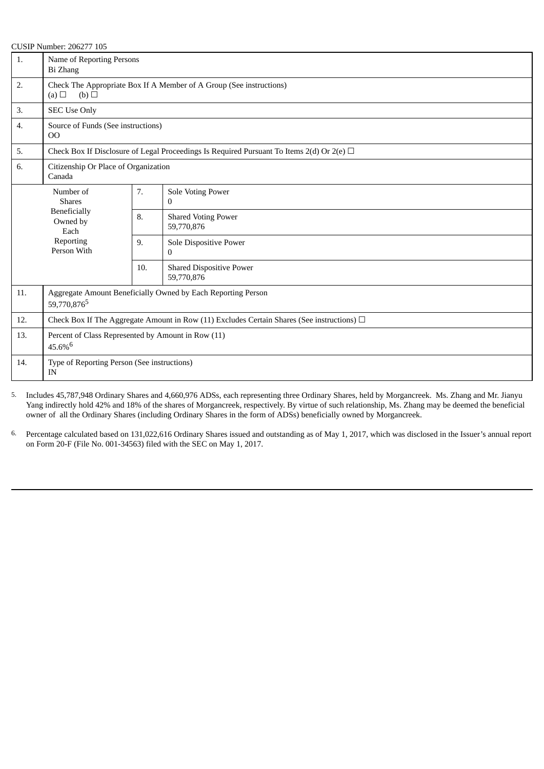CUSIP Number: 206277 105

| 1. | Name of Reporting Persons<br>Bi Zhang | |
|---|---|---|
| 2. | Check The Appropriate Box If A Member of A Group (See instructions)<br>(a) ☐ (b) ☐ | |
| 3. | SEC Use Only | |
| 4. | Source of Funds (See instructions)<br>OO | |
| 5. | Check Box If Disclosure of Legal Proceedings Is Required Pursuant To Items 2(d) Or 2(e) ☐ | |
| 6. | Citizenship Or Place of Organization<br>Canada | |
| Number of Shares Beneficially Owned by Each Reporting Person With | 7. | Sole Voting Power<br>0 |
| | 8. | Shared Voting Power<br>59,770,876 |
| | 9. | Sole Dispositive Power<br>0 |
| | 10. | Shared Dispositive Power<br>59,770,876 |
| 11. | Aggregate Amount Beneficially Owned by Each Reporting Person<br>59,770,876[5] | |
| 12. | Check Box If The Aggregate Amount in Row (11) Excludes Certain Shares (See instructions) ☐ | |
| 13. | Percent of Class Represented by Amount in Row (11)<br>45.6%[6] | |
| 14. | Type of Reporting Person (See instructions)<br>IN | |

5. Includes 45,787,948 Ordinary Shares and 4,660,976 ADSs, each representing three Ordinary Shares, held by Morgancreek. Ms. Zhang and Mr. Jianyu Yang indirectly hold 42% and 18% of the shares of Morgancreek, respectively. By virtue of such relationship, Ms. Zhang may be deemed the beneficial owner of all the Ordinary Shares (including Ordinary Shares in the form of ADSs) beneficially owned by Morgancreek.

6. Percentage calculated based on 131,022,616 Ordinary Shares issued and outstanding as of May 1, 2017, which was disclosed in the Issuer's annual report on Form 20-F (File No. 001-34563) filed with the SEC on May 1, 2017.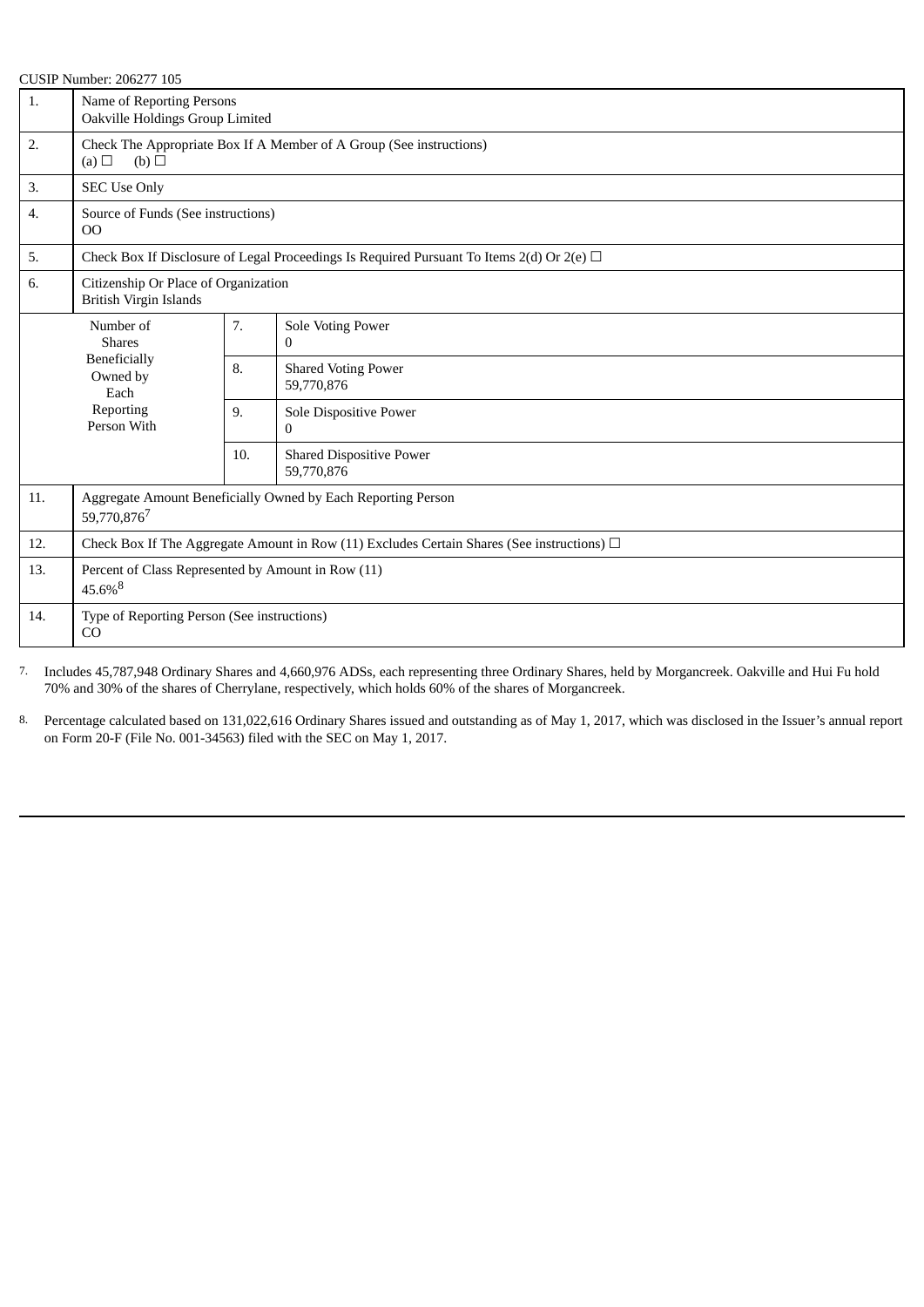CUSIP Number: 206277 105

| | | | |
|---|---|---|---|
| 1. | Name of Reporting Persons<br>Oakville Holdings Group Limited | | |
| 2. | Check The Appropriate Box If A Member of A Group (See instructions)<br>(a) ☐ (b) ☐ | | |
| 3. | SEC Use Only | | |
| 4. | Source of Funds (See instructions)<br>OO | | |
| 5. | Check Box If Disclosure of Legal Proceedings Is Required Pursuant To Items 2(d) Or 2(e) ☐ | | |
| 6. | Citizenship Or Place of Organization<br>British Virgin Islands | | |
| Number of Shares Beneficially Owned by Each Reporting Person With | | 7. | Sole Voting Power<br>0 |
| | | 8. | Shared Voting Power<br>59,770,876 |
| | | 9. | Sole Dispositive Power<br>0 |
| | | 10. | Shared Dispositive Power<br>59,770,876 |
| 11. | Aggregate Amount Beneficially Owned by Each Reporting Person<br>59,770,876[7] | | |
| 12. | Check Box If The Aggregate Amount in Row (11) Excludes Certain Shares (See instructions) ☐ | | |
| 13. | Percent of Class Represented by Amount in Row (11)<br>45.6%[8] | | |
| 14. | Type of Reporting Person (See instructions)<br>CO | | |

7. Includes 45,787,948 Ordinary Shares and 4,660,976 ADSs, each representing three Ordinary Shares, held by Morgancreek. Oakville and Hui Fu hold 70% and 30% of the shares of Cherrylane, respectively, which holds 60% of the shares of Morgancreek.

8. Percentage calculated based on 131,022,616 Ordinary Shares issued and outstanding as of May 1, 2017, which was disclosed in the Issuer's annual report on Form 20-F (File No. 001-34563) filed with the SEC on May 1, 2017.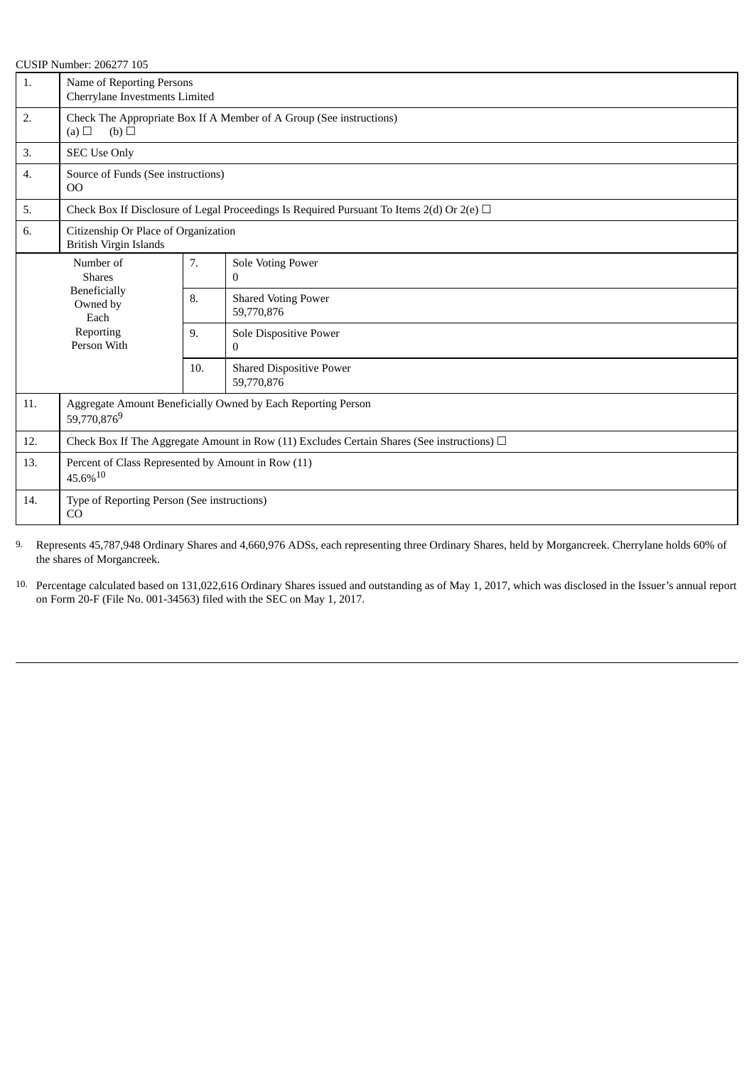CUSIP Number: 206277 105

| 1. | Name of Reporting Persons<br>Cherrylane Investments Limited | |
|---|---|---|
| 2. | Check The Appropriate Box If A Member of A Group (See instructions)<br>(a) ☐ (b) ☐ | |
| 3. | SEC Use Only | |
| 4. | Source of Funds (See instructions)<br>OO | |
| 5. | Check Box If Disclosure of Legal Proceedings Is Required Pursuant To Items 2(d) Or 2(e) ☐ | |
| 6. | Citizenship Or Place of Organization<br>British Virgin Islands | |
| Number of Shares Beneficially Owned by Each Reporting Person With | 7. | Sole Voting Power<br>0 |
| | 8. | Shared Voting Power<br>59,770,876 |
| | 9. | Sole Dispositive Power<br>0 |
| | 10. | Shared Dispositive Power<br>59,770,876 |
| 11. | Aggregate Amount Beneficially Owned by Each Reporting Person<br>59,770,876[9] | |
| 12. | Check Box If The Aggregate Amount in Row (11) Excludes Certain Shares (See instructions) ☐ | |
| 13. | Percent of Class Represented by Amount in Row (11)<br>45.6%[10] | |
| 14. | Type of Reporting Person (See instructions)<br>CO | |

9. Represents 45,787,948 Ordinary Shares and 4,660,976 ADSs, each representing three Ordinary Shares, held by Morgancreek. Cherrylane holds 60% of the shares of Morgancreek.

10. Percentage calculated based on 131,022,616 Ordinary Shares issued and outstanding as of May 1, 2017, which was disclosed in the Issuer's annual report on Form 20-F (File No. 001-34563) filed with the SEC on May 1, 2017.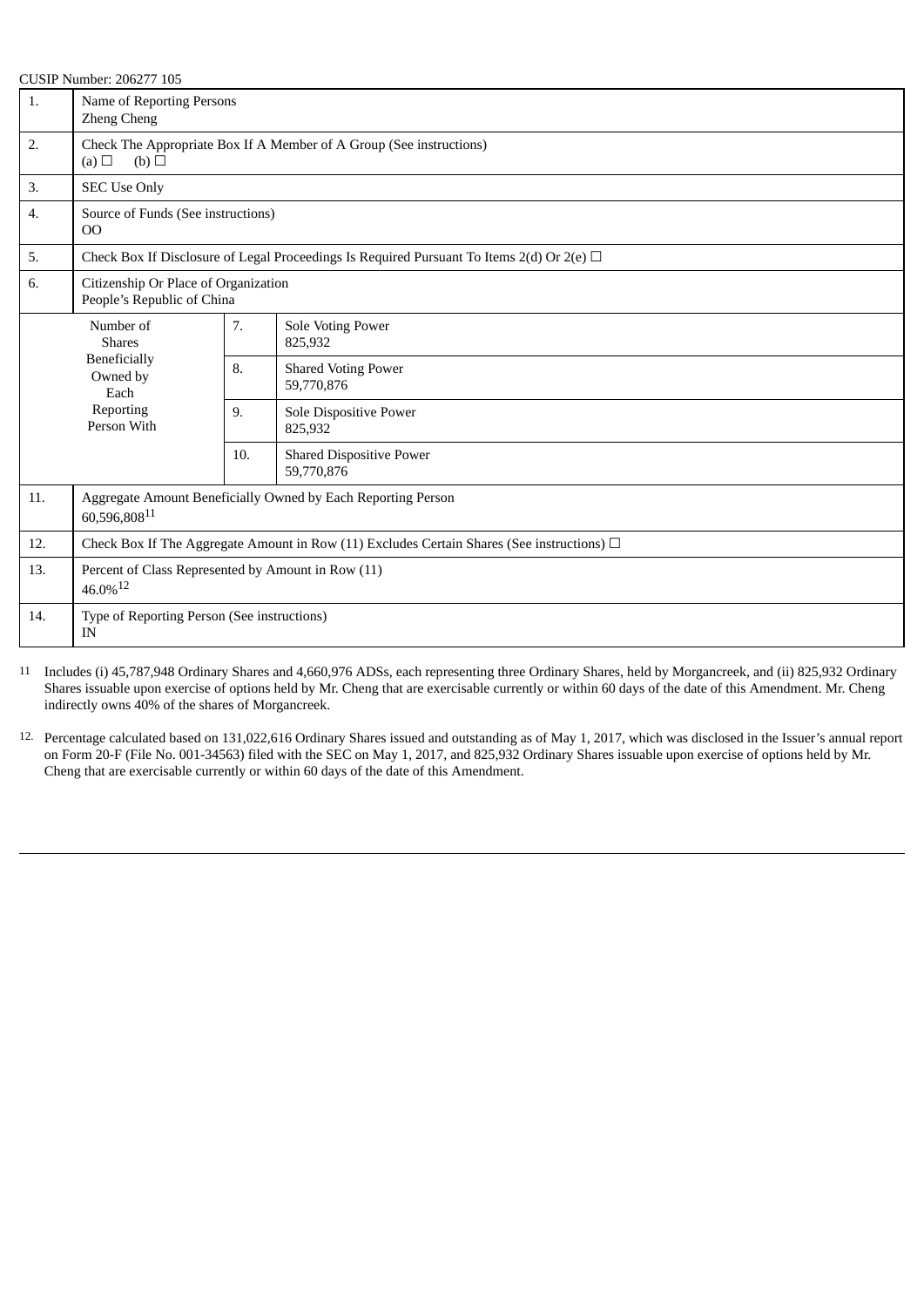CUSIP Number: 206277 105

| | | | |
|---|---|---|---|
| 1. | Name of Reporting Persons<br>Zheng Cheng | | |
| 2. | Check The Appropriate Box If A Member of A Group (See instructions)<br>(a) ☐ (b) ☐ | | |
| 3. | SEC Use Only | | |
| 4. | Source of Funds (See instructions)<br>OO | | |
| 5. | Check Box If Disclosure of Legal Proceedings Is Required Pursuant To Items 2(d) Or 2(e) ☐ | | |
| 6. | Citizenship Or Place of Organization<br>People's Republic of China | | |
| Number of Shares Beneficially Owned by Each Reporting Person With | | 7. | Sole Voting Power<br>825,932 |
| | | 8. | Shared Voting Power<br>59,770,876 |
| | | 9. | Sole Dispositive Power<br>825,932 |
| | | 10. | Shared Dispositive Power<br>59,770,876 |
| 11. | Aggregate Amount Beneficially Owned by Each Reporting Person<br>60,596,808[11] | | |
| 12. | Check Box If The Aggregate Amount in Row (11) Excludes Certain Shares (See instructions) ☐ | | |
| 13. | Percent of Class Represented by Amount in Row (11)<br>46.0%[12] | | |
| 14. | Type of Reporting Person (See instructions)<br>IN | | |

11 Includes (i) 45,787,948 Ordinary Shares and 4,660,976 ADSs, each representing three Ordinary Shares, held by Morgancreek, and (ii) 825,932 Ordinary Shares issuable upon exercise of options held by Mr. Cheng that are exercisable currently or within 60 days of the date of this Amendment. Mr. Cheng indirectly owns 40% of the shares of Morgancreek.

12. Percentage calculated based on 131,022,616 Ordinary Shares issued and outstanding as of May 1, 2017, which was disclosed in the Issuer's annual report on Form 20-F (File No. 001-34563) filed with the SEC on May 1, 2017, and 825,932 Ordinary Shares issuable upon exercise of options held by Mr. Cheng that are exercisable currently or within 60 days of the date of this Amendment.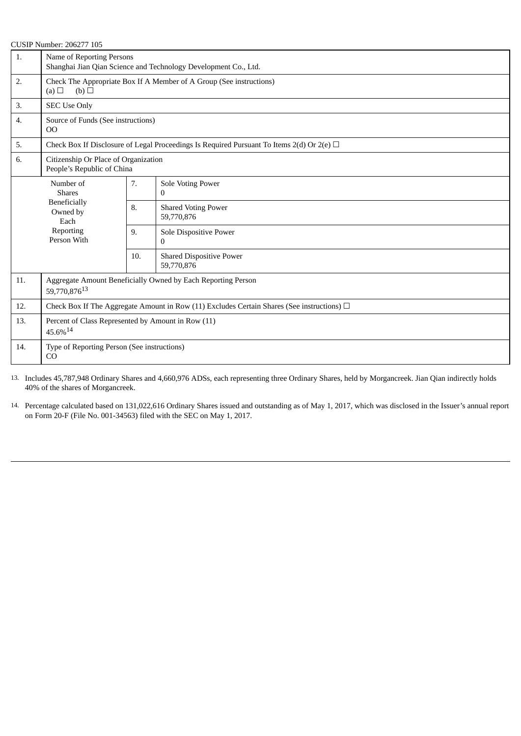CUSIP Number: 206277 105

| 1. | Name of Reporting Persons<br>Shanghai Jian Qian Science and Technology Development Co., Ltd. | | |
|---|---|---|---|
| 2. | Check The Appropriate Box If A Member of A Group (See instructions)<br>(a) ☐ (b) ☐ | | |
| 3. | SEC Use Only | | |
| 4. | Source of Funds (See instructions)<br>OO | | |
| 5. | Check Box If Disclosure of Legal Proceedings Is Required Pursuant To Items 2(d) Or 2(e) ☐ | | |
| 6. | Citizenship Or Place of Organization<br>People's Republic of China | | |
| Number of Shares Beneficially Owned by Each Reporting Person With | | 7. | Sole Voting Power<br>0 |
| | | 8. | Shared Voting Power<br>59,770,876 |
| | | 9. | Sole Dispositive Power<br>0 |
| | | 10. | Shared Dispositive Power<br>59,770,876 |
| 11. | Aggregate Amount Beneficially Owned by Each Reporting Person<br>59,770,876[13] | | |
| 12. | Check Box If The Aggregate Amount in Row (11) Excludes Certain Shares (See instructions) ☐ | | |
| 13. | Percent of Class Represented by Amount in Row (11)<br>45.6%[14] | | |
| 14. | Type of Reporting Person (See instructions)<br>CO | | |

13. Includes 45,787,948 Ordinary Shares and 4,660,976 ADSs, each representing three Ordinary Shares, held by Morgancreek. Jian Qian indirectly holds 40% of the shares of Morgancreek.

14. Percentage calculated based on 131,022,616 Ordinary Shares issued and outstanding as of May 1, 2017, which was disclosed in the Issuer's annual report on Form 20-F (File No. 001-34563) filed with the SEC on May 1, 2017.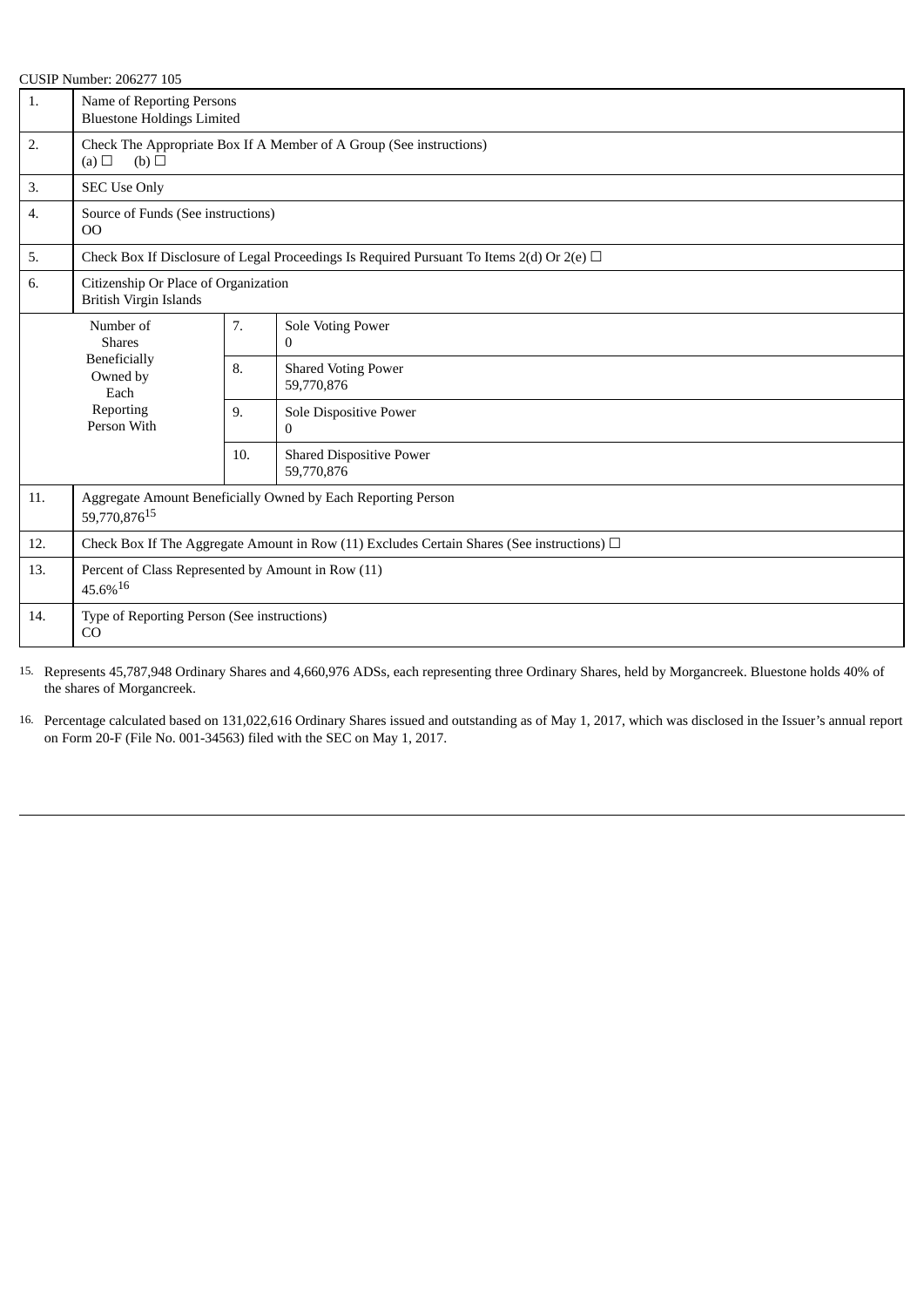CUSIP Number: 206277 105

| | | | |
|---|---|---|---|
| 1. | Name of Reporting Persons<br>Bluestone Holdings Limited | | |
| 2. | Check The Appropriate Box If A Member of A Group (See instructions)<br>(a) ☐ (b) ☐ | | |
| 3. | SEC Use Only | | |
| 4. | Source of Funds (See instructions)<br>OO | | |
| 5. | Check Box If Disclosure of Legal Proceedings Is Required Pursuant To Items 2(d) Or 2(e) ☐ | | |
| 6. | Citizenship Or Place of Organization<br>British Virgin Islands | | |
| Number of Shares Beneficially Owned by Each Reporting Person With | | 7. | Sole Voting Power<br>0 |
| | | 8. | Shared Voting Power<br>59,770,876 |
| | | 9. | Sole Dispositive Power<br>0 |
| | | 10. | Shared Dispositive Power<br>59,770,876 |
| 11. | Aggregate Amount Beneficially Owned by Each Reporting Person<br>59,770,876[15] | | |
| 12. | Check Box If The Aggregate Amount in Row (11) Excludes Certain Shares (See instructions) ☐ | | |
| 13. | Percent of Class Represented by Amount in Row (11)<br>45.6%[16] | | |
| 14. | Type of Reporting Person (See instructions)<br>CO | | |

15. Represents 45,787,948 Ordinary Shares and 4,660,976 ADSs, each representing three Ordinary Shares, held by Morgancreek. Bluestone holds 40% of the shares of Morgancreek.

16. Percentage calculated based on 131,022,616 Ordinary Shares issued and outstanding as of May 1, 2017, which was disclosed in the Issuer's annual report on Form 20-F (File No. 001-34563) filed with the SEC on May 1, 2017.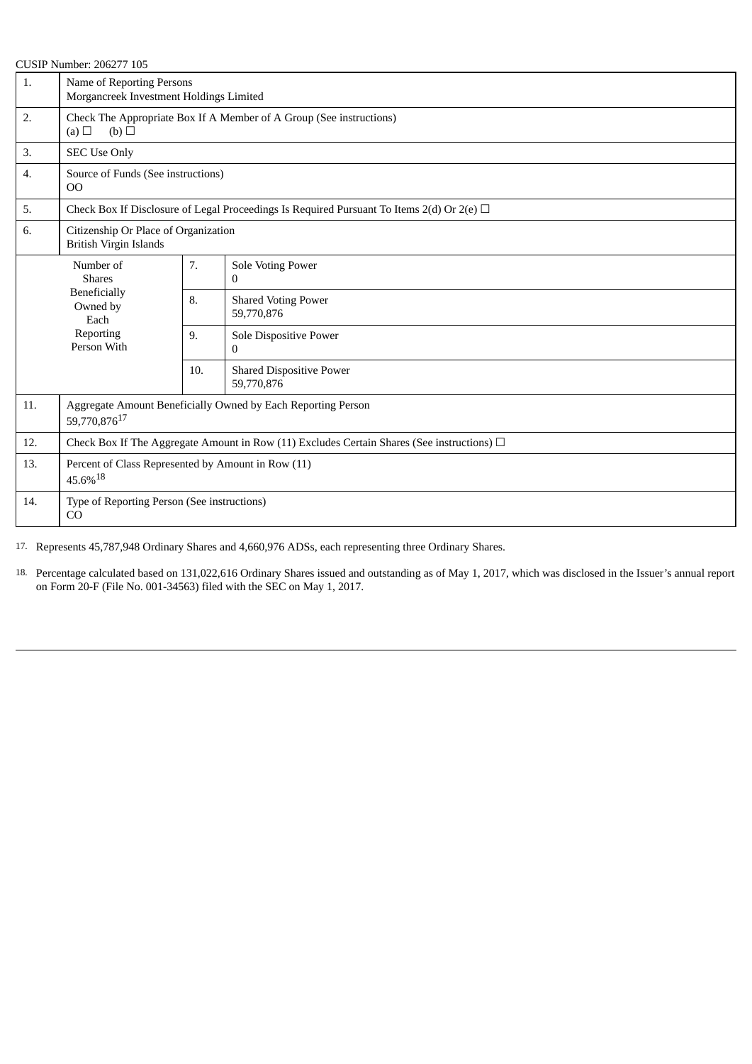CUSIP Number: 206277 105

| | | | |
|---|---|---|---|
| 1. | Name of Reporting Persons<br>Morgancreek Investment Holdings Limited | | |
| 2. | Check The Appropriate Box If A Member of A Group (See instructions)<br>(a) ☐ (b) ☐ | | |
| 3. | SEC Use Only | | |
| 4. | Source of Funds (See instructions)<br>OO | | |
| 5. | Check Box If Disclosure of Legal Proceedings Is Required Pursuant To Items 2(d) Or 2(e) ☐ | | |
| 6. | Citizenship Or Place of Organization<br>British Virgin Islands | | |
| Number of Shares Beneficially Owned by Each Reporting Person With | | 7. | Sole Voting Power<br>0 |
| | | 8. | Shared Voting Power<br>59,770,876 |
| | | 9. | Sole Dispositive Power<br>0 |
| | | 10. | Shared Dispositive Power<br>59,770,876 |
| 11. | Aggregate Amount Beneficially Owned by Each Reporting Person<br>59,770,876[17] | | |
| 12. | Check Box If The Aggregate Amount in Row (11) Excludes Certain Shares (See instructions) ☐ | | |
| 13. | Percent of Class Represented by Amount in Row (11)<br>45.6%[18] | | |
| 14. | Type of Reporting Person (See instructions)<br>CO | | |

17. Represents 45,787,948 Ordinary Shares and 4,660,976 ADSs, each representing three Ordinary Shares.

18. Percentage calculated based on 131,022,616 Ordinary Shares issued and outstanding as of May 1, 2017, which was disclosed in the Issuer's annual report on Form 20-F (File No. 001-34563) filed with the SEC on May 1, 2017.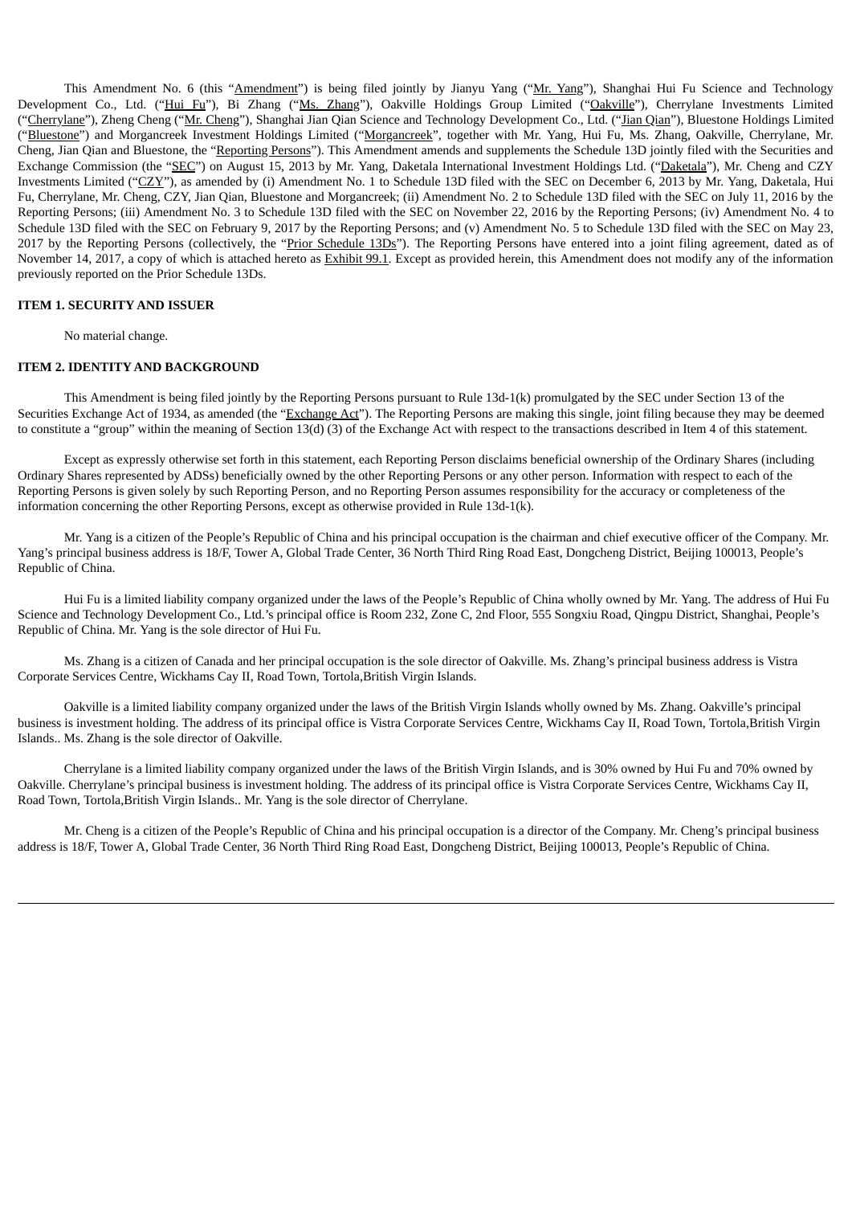This Amendment No. 6 (this "Amendment") is being filed jointly by Jianyu Yang ("Mr. Yang"), Shanghai Hui Fu Science and Technology Development Co., Ltd. ("Hui Fu"), Bi Zhang ("Ms. Zhang"), Oakville Holdings Group Limited ("Oakville"), Cherrylane Investments Limited ("Cherrylane"), Zheng Cheng ("Mr. Cheng"), Shanghai Jian Qian Science and Technology Development Co., Ltd. ("Jian Qian"), Bluestone Holdings Limited ("Bluestone") and Morgancreek Investment Holdings Limited ("Morgancreek", together with Mr. Yang, Hui Fu, Ms. Zhang, Oakville, Cherrylane, Mr. Cheng, Jian Qian and Bluestone, the "Reporting Persons"). This Amendment amends and supplements the Schedule 13D jointly filed with the Securities and Exchange Commission (the "SEC") on August 15, 2013 by Mr. Yang, Daketala International Investment Holdings Ltd. ("Daketala"), Mr. Cheng and CZY Investments Limited ("CZY"), as amended by (i) Amendment No. 1 to Schedule 13D filed with the SEC on December 6, 2013 by Mr. Yang, Daketala, Hui Fu, Cherrylane, Mr. Cheng, CZY, Jian Qian, Bluestone and Morgancreek; (ii) Amendment No. 2 to Schedule 13D filed with the SEC on July 11, 2016 by the Reporting Persons; (iii) Amendment No. 3 to Schedule 13D filed with the SEC on November 22, 2016 by the Reporting Persons; (iv) Amendment No. 4 to Schedule 13D filed with the SEC on February 9, 2017 by the Reporting Persons; and (v) Amendment No. 5 to Schedule 13D filed with the SEC on May 23, 2017 by the Reporting Persons (collectively, the "Prior Schedule 13Ds"). The Reporting Persons have entered into a joint filing agreement, dated as of November 14, 2017, a copy of which is attached hereto as Exhibit 99.1. Except as provided herein, this Amendment does not modify any of the information previously reported on the Prior Schedule 13Ds.

**ITEM 1. SECURITY AND ISSUER**

No material change.

**ITEM 2. IDENTITY AND BACKGROUND**

This Amendment is being filed jointly by the Reporting Persons pursuant to Rule 13d-1(k) promulgated by the SEC under Section 13 of the Securities Exchange Act of 1934, as amended (the "Exchange Act"). The Reporting Persons are making this single, joint filing because they may be deemed to constitute a "group" within the meaning of Section 13(d) (3) of the Exchange Act with respect to the transactions described in Item 4 of this statement.

Except as expressly otherwise set forth in this statement, each Reporting Person disclaims beneficial ownership of the Ordinary Shares (including Ordinary Shares represented by ADSs) beneficially owned by the other Reporting Persons or any other person. Information with respect to each of the Reporting Persons is given solely by such Reporting Person, and no Reporting Person assumes responsibility for the accuracy or completeness of the information concerning the other Reporting Persons, except as otherwise provided in Rule 13d-1(k).

Mr. Yang is a citizen of the People's Republic of China and his principal occupation is the chairman and chief executive officer of the Company. Mr. Yang's principal business address is 18/F, Tower A, Global Trade Center, 36 North Third Ring Road East, Dongcheng District, Beijing 100013, People's Republic of China.

Hui Fu is a limited liability company organized under the laws of the People's Republic of China wholly owned by Mr. Yang. The address of Hui Fu Science and Technology Development Co., Ltd.'s principal office is Room 232, Zone C, 2nd Floor, 555 Songxiu Road, Qingpu District, Shanghai, People's Republic of China. Mr. Yang is the sole director of Hui Fu.

Ms. Zhang is a citizen of Canada and her principal occupation is the sole director of Oakville. Ms. Zhang's principal business address is Vistra Corporate Services Centre, Wickhams Cay II, Road Town, Tortola,British Virgin Islands.

Oakville is a limited liability company organized under the laws of the British Virgin Islands wholly owned by Ms. Zhang. Oakville's principal business is investment holding. The address of its principal office is Vistra Corporate Services Centre, Wickhams Cay II, Road Town, Tortola,British Virgin Islands.. Ms. Zhang is the sole director of Oakville.

Cherrylane is a limited liability company organized under the laws of the British Virgin Islands, and is 30% owned by Hui Fu and 70% owned by Oakville. Cherrylane's principal business is investment holding. The address of its principal office is Vistra Corporate Services Centre, Wickhams Cay II, Road Town, Tortola,British Virgin Islands.. Mr. Yang is the sole director of Cherrylane.

Mr. Cheng is a citizen of the People's Republic of China and his principal occupation is a director of the Company. Mr. Cheng's principal business address is 18/F, Tower A, Global Trade Center, 36 North Third Ring Road East, Dongcheng District, Beijing 100013, People's Republic of China.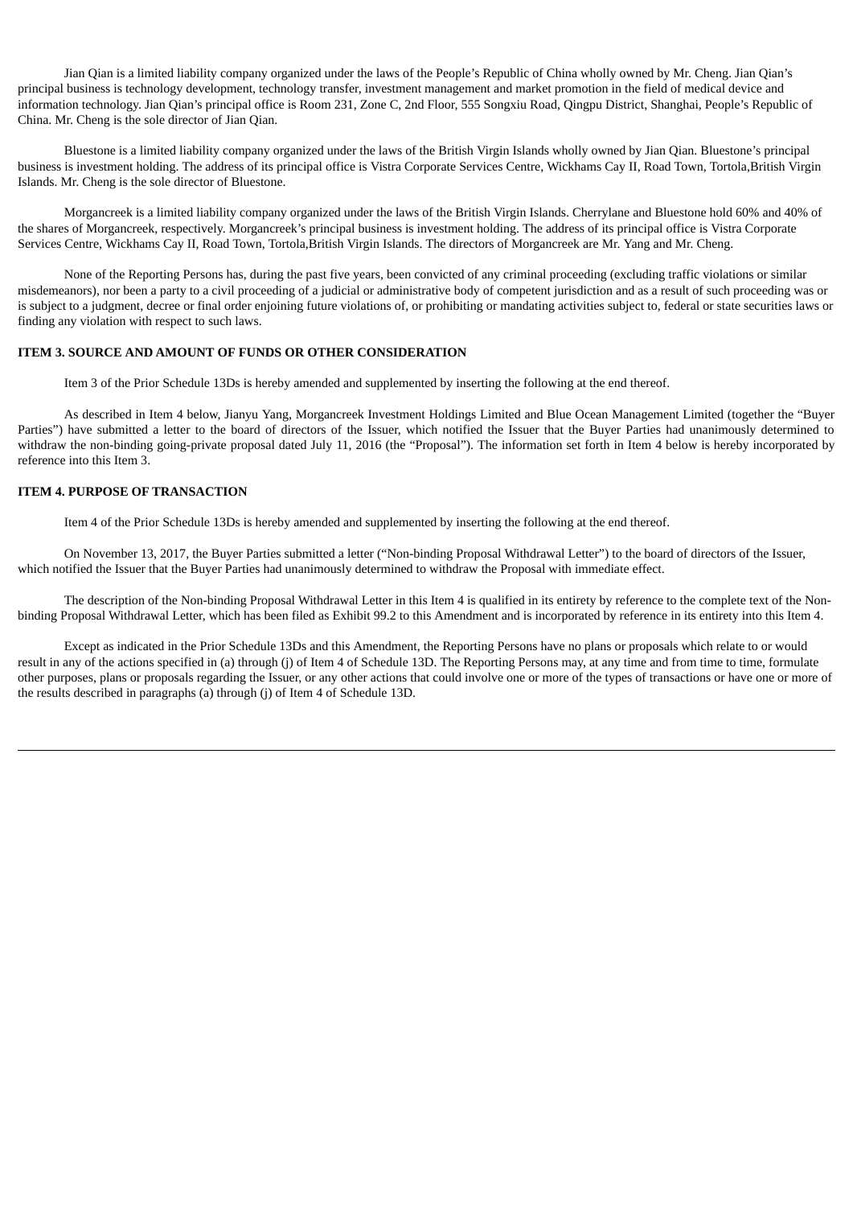Jian Qian is a limited liability company organized under the laws of the People's Republic of China wholly owned by Mr. Cheng. Jian Qian's principal business is technology development, technology transfer, investment management and market promotion in the field of medical device and information technology. Jian Qian's principal office is Room 231, Zone C, 2nd Floor, 555 Songxiu Road, Qingpu District, Shanghai, People's Republic of China. Mr. Cheng is the sole director of Jian Qian.

Bluestone is a limited liability company organized under the laws of the British Virgin Islands wholly owned by Jian Qian. Bluestone's principal business is investment holding. The address of its principal office is Vistra Corporate Services Centre, Wickhams Cay II, Road Town, Tortola,British Virgin Islands. Mr. Cheng is the sole director of Bluestone.

Morgancreek is a limited liability company organized under the laws of the British Virgin Islands. Cherrylane and Bluestone hold 60% and 40% of the shares of Morgancreek, respectively. Morgancreek's principal business is investment holding. The address of its principal office is Vistra Corporate Services Centre, Wickhams Cay II, Road Town, Tortola,British Virgin Islands. The directors of Morgancreek are Mr. Yang and Mr. Cheng.

None of the Reporting Persons has, during the past five years, been convicted of any criminal proceeding (excluding traffic violations or similar misdemeanors), nor been a party to a civil proceeding of a judicial or administrative body of competent jurisdiction and as a result of such proceeding was or is subject to a judgment, decree or final order enjoining future violations of, or prohibiting or mandating activities subject to, federal or state securities laws or finding any violation with respect to such laws.

**ITEM 3. SOURCE AND AMOUNT OF FUNDS OR OTHER CONSIDERATION**

Item 3 of the Prior Schedule 13Ds is hereby amended and supplemented by inserting the following at the end thereof.

As described in Item 4 below, Jianyu Yang, Morgancreek Investment Holdings Limited and Blue Ocean Management Limited (together the "Buyer Parties") have submitted a letter to the board of directors of the Issuer, which notified the Issuer that the Buyer Parties had unanimously determined to withdraw the non-binding going-private proposal dated July 11, 2016 (the "Proposal"). The information set forth in Item 4 below is hereby incorporated by reference into this Item 3.

**ITEM 4. PURPOSE OF TRANSACTION**

Item 4 of the Prior Schedule 13Ds is hereby amended and supplemented by inserting the following at the end thereof.

On November 13, 2017, the Buyer Parties submitted a letter ("Non-binding Proposal Withdrawal Letter") to the board of directors of the Issuer, which notified the Issuer that the Buyer Parties had unanimously determined to withdraw the Proposal with immediate effect.

The description of the Non-binding Proposal Withdrawal Letter in this Item 4 is qualified in its entirety by reference to the complete text of the Non-binding Proposal Withdrawal Letter, which has been filed as Exhibit 99.2 to this Amendment and is incorporated by reference in its entirety into this Item 4.

Except as indicated in the Prior Schedule 13Ds and this Amendment, the Reporting Persons have no plans or proposals which relate to or would result in any of the actions specified in (a) through (j) of Item 4 of Schedule 13D. The Reporting Persons may, at any time and from time to time, formulate other purposes, plans or proposals regarding the Issuer, or any other actions that could involve one or more of the types of transactions or have one or more of the results described in paragraphs (a) through (j) of Item 4 of Schedule 13D.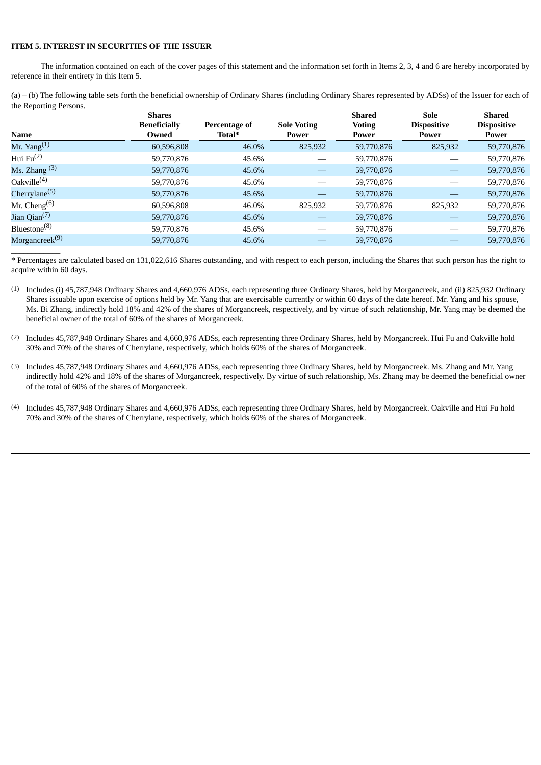**ITEM 5. INTEREST IN SECURITIES OF THE ISSUER**

The information contained on each of the cover pages of this statement and the information set forth in Items 2, 3, 4 and 6 are hereby incorporated by reference in their entirety in this Item 5.

(a) – (b) The following table sets forth the beneficial ownership of Ordinary Shares (including Ordinary Shares represented by ADSs) of the Issuer for each of the Reporting Persons.

| Name | Shares Beneficially Owned | Percentage of Total* | Sole Voting Power | Shared Voting Power | Sole Dispositive Power | Shared Dispositive Power |
|---|---|---|---|---|---|---|
| Mr. Yang[(1)] | 60,596,808 | 46.0% | 825,932 | 59,770,876 | 825,932 | 59,770,876 |
| Hui Fu[(2)] | 59,770,876 | 45.6% | — | 59,770,876 | — | 59,770,876 |
| Ms. Zhang [(3)] | 59,770,876 | 45.6% | — | 59,770,876 | — | 59,770,876 |
| Oakville[(4)] | 59,770,876 | 45.6% | — | 59,770,876 | — | 59,770,876 |
| Cherrylane[(5)] | 59,770,876 | 45.6% | — | 59,770,876 | — | 59,770,876 |
| Mr. Cheng[(6)] | 60,596,808 | 46.0% | 825,932 | 59,770,876 | 825,932 | 59,770,876 |
| Jian Qian[(7)] | 59,770,876 | 45.6% | — | 59,770,876 | — | 59,770,876 |
| Bluestone[(8)] | 59,770,876 | 45.6% | — | 59,770,876 | — | 59,770,876 |
| Morgancreek[(9)] | 59,770,876 | 45.6% | — | 59,770,876 | — | 59,770,876 |

* Percentages are calculated based on 131,022,616 Shares outstanding, and with respect to each person, including the Shares that such person has the right to acquire within 60 days.

(1) Includes (i) 45,787,948 Ordinary Shares and 4,660,976 ADSs, each representing three Ordinary Shares, held by Morgancreek, and (ii) 825,932 Ordinary Shares issuable upon exercise of options held by Mr. Yang that are exercisable currently or within 60 days of the date hereof. Mr. Yang and his spouse, Ms. Bi Zhang, indirectly hold 18% and 42% of the shares of Morgancreek, respectively, and by virtue of such relationship, Mr. Yang may be deemed the beneficial owner of the total of 60% of the shares of Morgancreek.

(2) Includes 45,787,948 Ordinary Shares and 4,660,976 ADSs, each representing three Ordinary Shares, held by Morgancreek. Hui Fu and Oakville hold 30% and 70% of the shares of Cherrylane, respectively, which holds 60% of the shares of Morgancreek.

(3) Includes 45,787,948 Ordinary Shares and 4,660,976 ADSs, each representing three Ordinary Shares, held by Morgancreek. Ms. Zhang and Mr. Yang indirectly hold 42% and 18% of the shares of Morgancreek, respectively. By virtue of such relationship, Ms. Zhang may be deemed the beneficial owner of the total of 60% of the shares of Morgancreek.

(4) Includes 45,787,948 Ordinary Shares and 4,660,976 ADSs, each representing three Ordinary Shares, held by Morgancreek. Oakville and Hui Fu hold 70% and 30% of the shares of Cherrylane, respectively, which holds 60% of the shares of Morgancreek.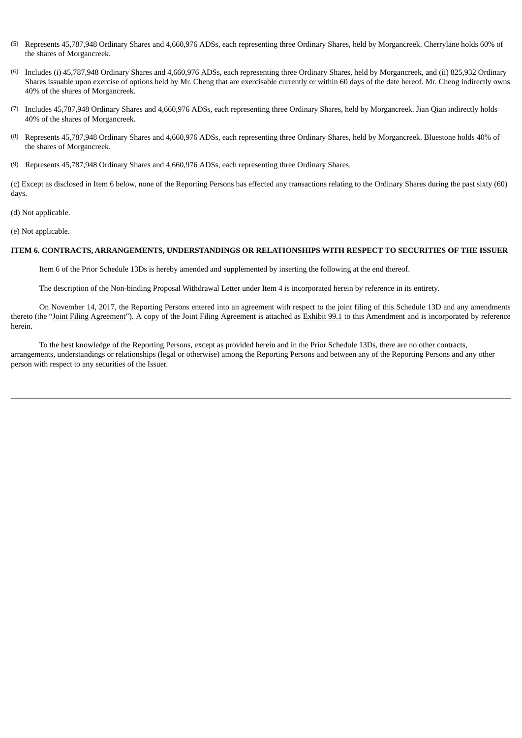(5) Represents 45,787,948 Ordinary Shares and 4,660,976 ADSs, each representing three Ordinary Shares, held by Morgancreek. Cherrylane holds 60% of the shares of Morgancreek.

(6) Includes (i) 45,787,948 Ordinary Shares and 4,660,976 ADSs, each representing three Ordinary Shares, held by Morgancreek, and (ii) 825,932 Ordinary Shares issuable upon exercise of options held by Mr. Cheng that are exercisable currently or within 60 days of the date hereof. Mr. Cheng indirectly owns 40% of the shares of Morgancreek.

(7) Includes 45,787,948 Ordinary Shares and 4,660,976 ADSs, each representing three Ordinary Shares, held by Morgancreek. Jian Qian indirectly holds 40% of the shares of Morgancreek.

(8) Represents 45,787,948 Ordinary Shares and 4,660,976 ADSs, each representing three Ordinary Shares, held by Morgancreek. Bluestone holds 40% of the shares of Morgancreek.

(9) Represents 45,787,948 Ordinary Shares and 4,660,976 ADSs, each representing three Ordinary Shares.

(c) Except as disclosed in Item 6 below, none of the Reporting Persons has effected any transactions relating to the Ordinary Shares during the past sixty (60) days.

(d) Not applicable.

(e) Not applicable.

**ITEM 6. CONTRACTS, ARRANGEMENTS, UNDERSTANDINGS OR RELATIONSHIPS WITH RESPECT TO SECURITIES OF THE ISSUER**

Item 6 of the Prior Schedule 13Ds is hereby amended and supplemented by inserting the following at the end thereof.

The description of the Non-binding Proposal Withdrawal Letter under Item 4 is incorporated herein by reference in its entirety.

On November 14, 2017, the Reporting Persons entered into an agreement with respect to the joint filing of this Schedule 13D and any amendments thereto (the "Joint Filing Agreement"). A copy of the Joint Filing Agreement is attached as Exhibit 99.1 to this Amendment and is incorporated by reference herein.

To the best knowledge of the Reporting Persons, except as provided herein and in the Prior Schedule 13Ds, there are no other contracts, arrangements, understandings or relationships (legal or otherwise) among the Reporting Persons and between any of the Reporting Persons and any other person with respect to any securities of the Issuer.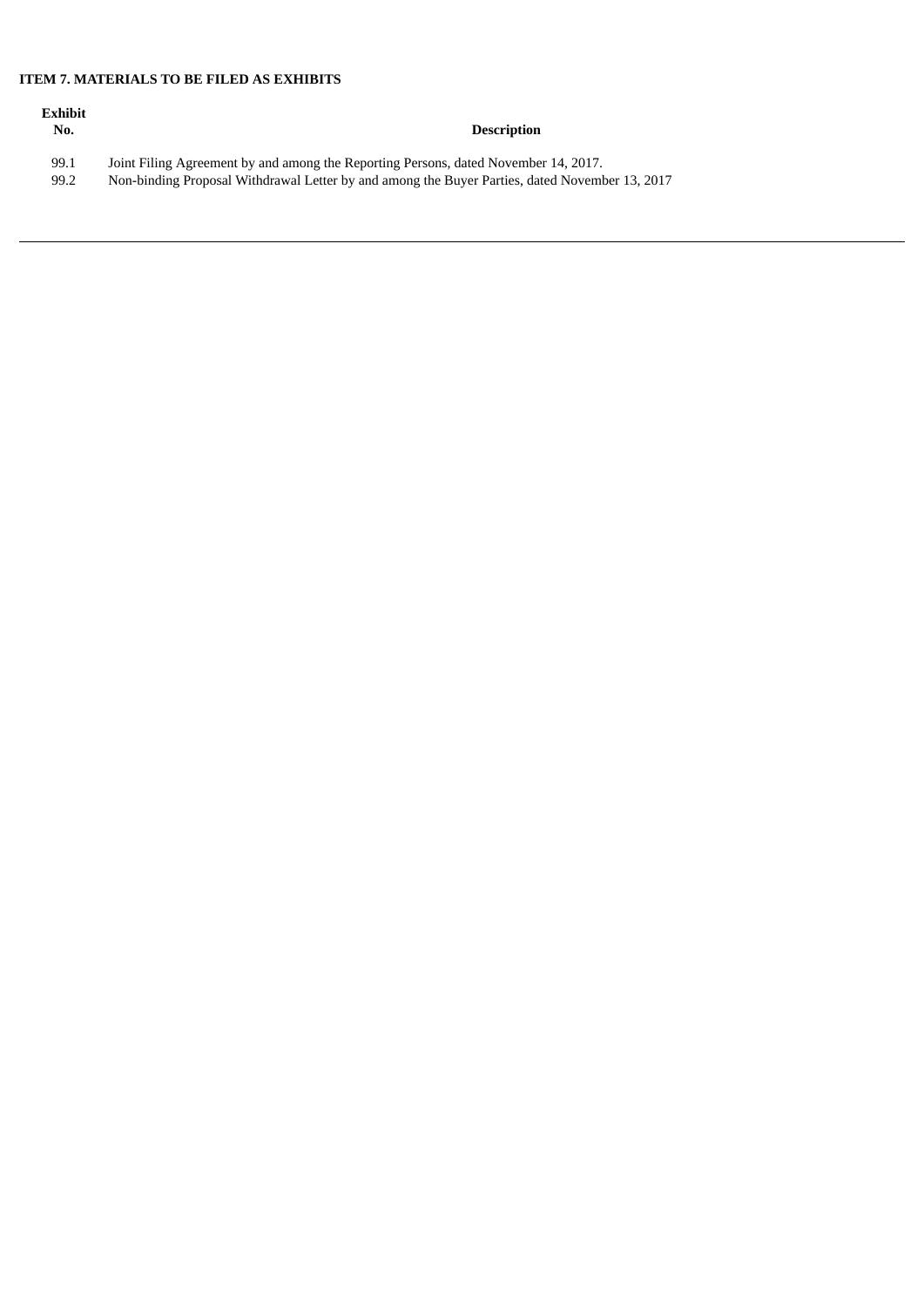**ITEM 7. MATERIALS TO BE FILED AS EXHIBITS**

| Exhibit No. | Description |
|---|---|
| 99.1 | Joint Filing Agreement by and among the Reporting Persons, dated November 14, 2017. |
| 99.2 | Non-binding Proposal Withdrawal Letter by and among the Buyer Parties, dated November 13, 2017 |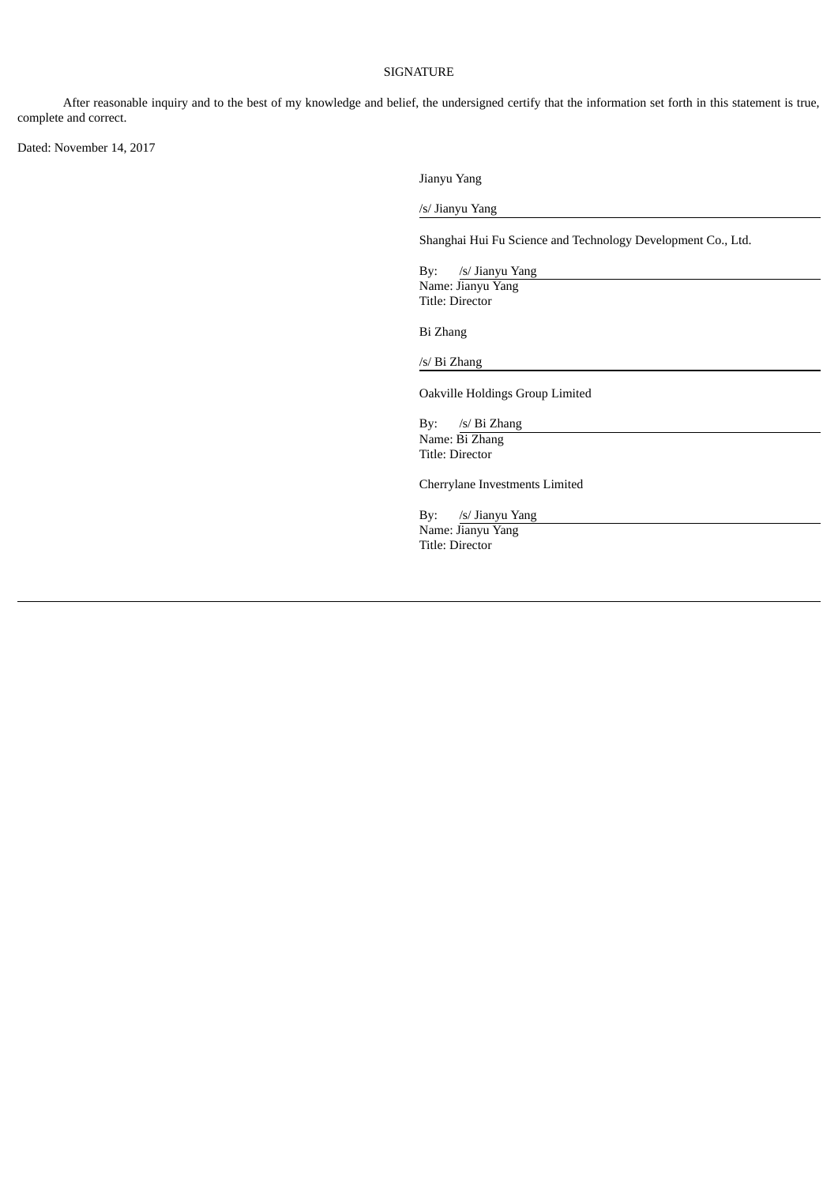# SIGNATURE

After reasonable inquiry and to the best of my knowledge and belief, the undersigned certify that the information set forth in this statement is true, complete and correct.

Dated: November 14, 2017

Jianyu Yang

/s/ Jianyu Yang

Shanghai Hui Fu Science and Technology Development Co., Ltd.

By: /s/ Jianyu Yang
Name: Jianyu Yang
Title: Director

Bi Zhang

/s/ Bi Zhang

Oakville Holdings Group Limited

By: /s/ Bi Zhang
Name: Bi Zhang
Title: Director

Cherrylane Investments Limited

By: /s/ Jianyu Yang
Name: Jianyu Yang
Title: Director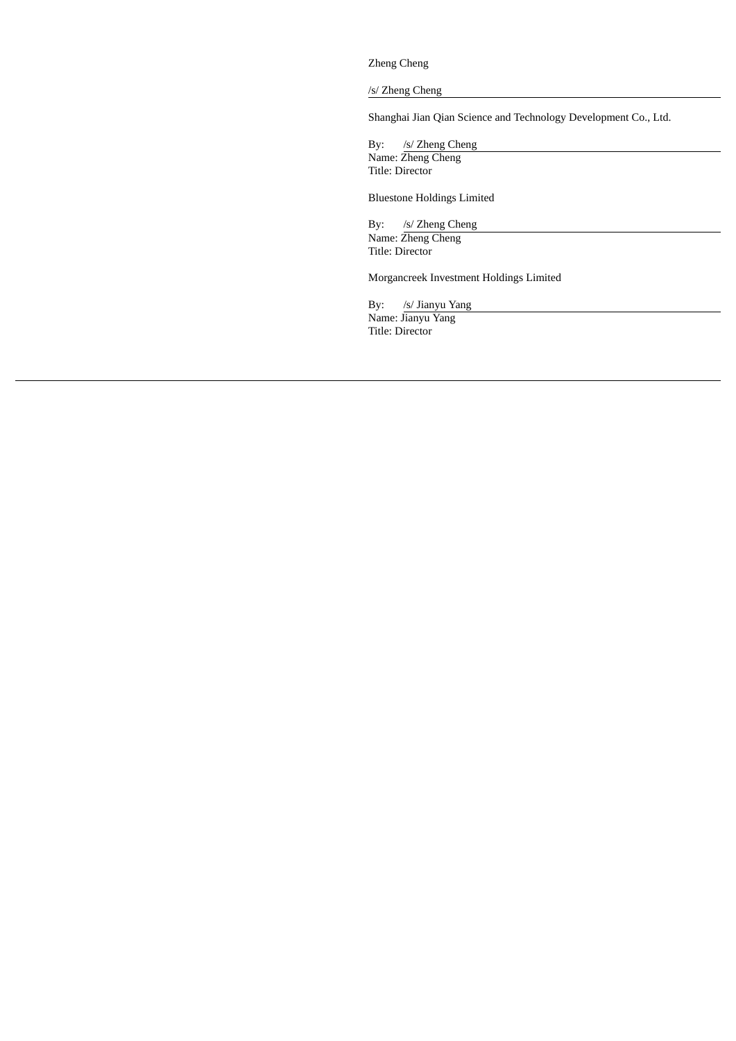Zheng Cheng

/s/ Zheng Cheng

Shanghai Jian Qian Science and Technology Development Co., Ltd.

By: /s/ Zheng Cheng
Name: Zheng Cheng
Title: Director

Bluestone Holdings Limited

By: /s/ Zheng Cheng
Name: Zheng Cheng
Title: Director

Morgancreek Investment Holdings Limited

By: /s/ Jianyu Yang
Name: Jianyu Yang
Title: Director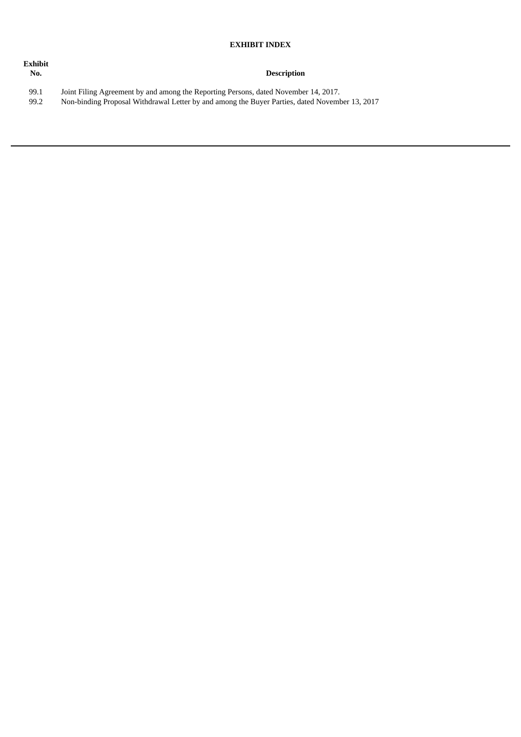# EXHIBIT INDEX

| Exhibit No. | Description |
|---|---|
| 99.1 | Joint Filing Agreement by and among the Reporting Persons, dated November 14, 2017. |
| 99.2 | Non-binding Proposal Withdrawal Letter by and among the Buyer Parties, dated November 13, 2017 |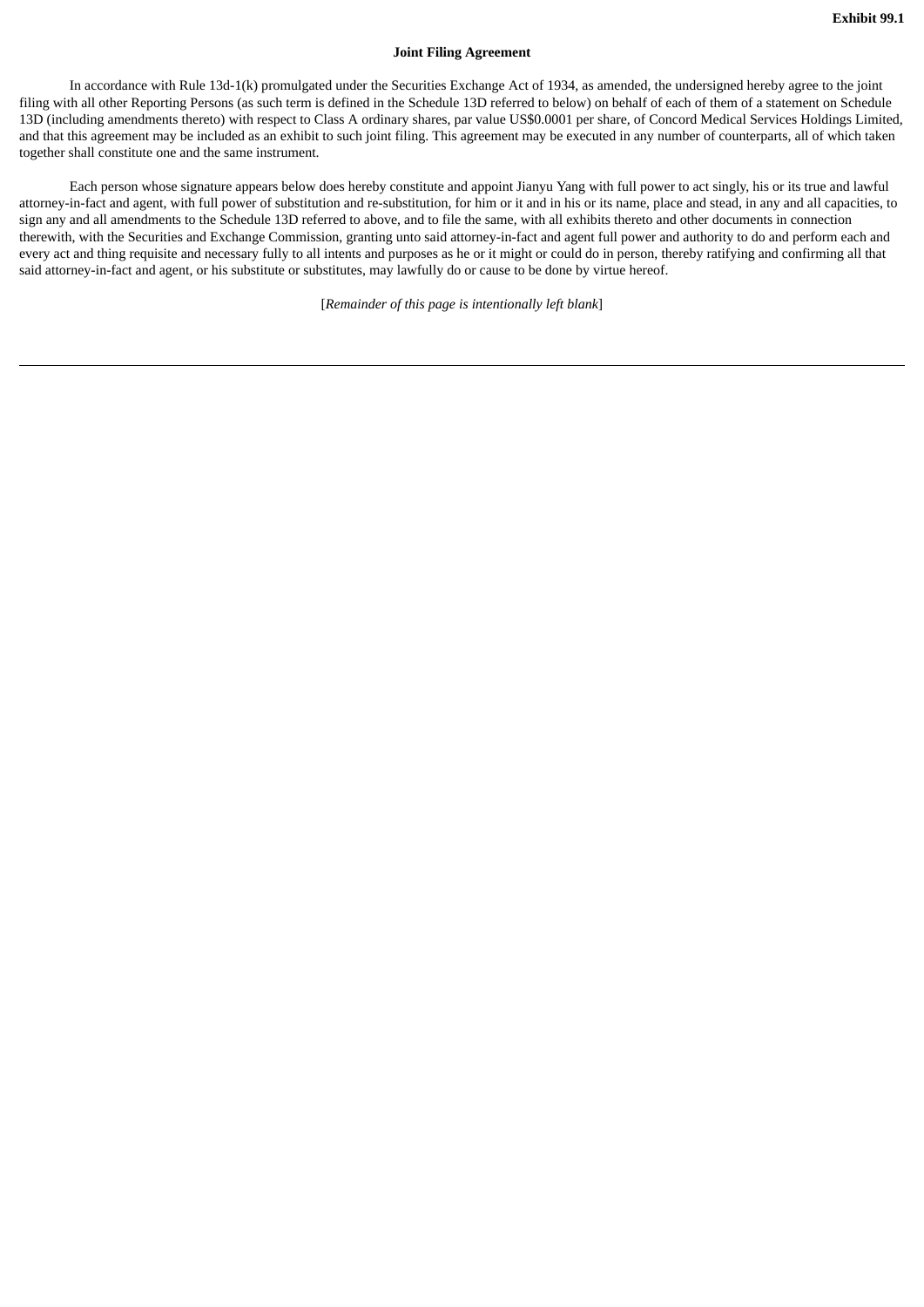**Exhibit 99.1**

**Joint Filing Agreement**

In accordance with Rule 13d-1(k) promulgated under the Securities Exchange Act of 1934, as amended, the undersigned hereby agree to the joint filing with all other Reporting Persons (as such term is defined in the Schedule 13D referred to below) on behalf of each of them of a statement on Schedule 13D (including amendments thereto) with respect to Class A ordinary shares, par value US$0.0001 per share, of Concord Medical Services Holdings Limited, and that this agreement may be included as an exhibit to such joint filing. This agreement may be executed in any number of counterparts, all of which taken together shall constitute one and the same instrument.

Each person whose signature appears below does hereby constitute and appoint Jianyu Yang with full power to act singly, his or its true and lawful attorney-in-fact and agent, with full power of substitution and re-substitution, for him or it and in his or its name, place and stead, in any and all capacities, to sign any and all amendments to the Schedule 13D referred to above, and to file the same, with all exhibits thereto and other documents in connection therewith, with the Securities and Exchange Commission, granting unto said attorney-in-fact and agent full power and authority to do and perform each and every act and thing requisite and necessary fully to all intents and purposes as he or it might or could do in person, thereby ratifying and confirming all that said attorney-in-fact and agent, or his substitute or substitutes, may lawfully do or cause to be done by virtue hereof.

[*Remainder of this page is intentionally left blank*]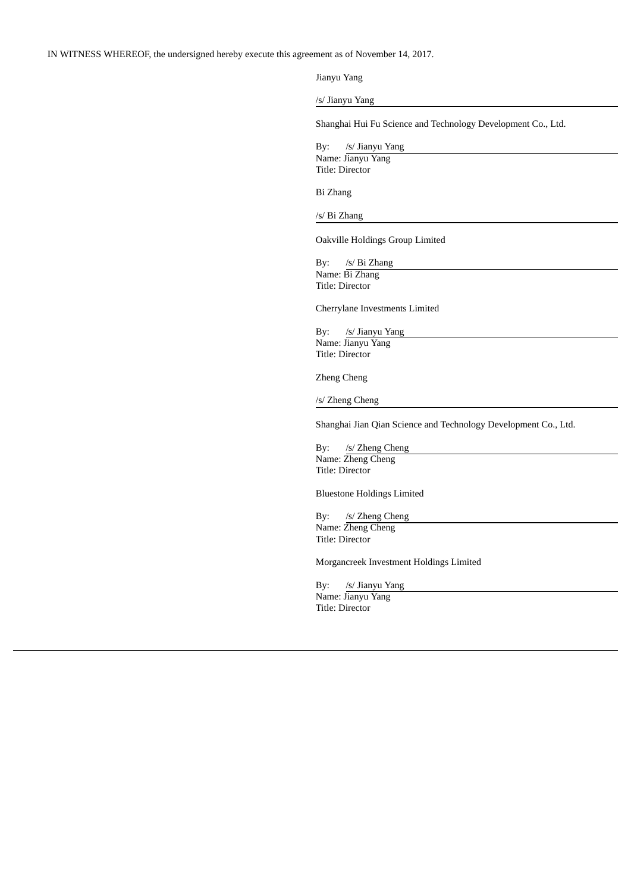IN WITNESS WHEREOF, the undersigned hereby execute this agreement as of November 14, 2017.

Jianyu Yang

/s/ Jianyu Yang

Shanghai Hui Fu Science and Technology Development Co., Ltd.

By: /s/ Jianyu Yang
Name: Jianyu Yang
Title: Director

Bi Zhang

/s/ Bi Zhang

Oakville Holdings Group Limited

By: /s/ Bi Zhang
Name: Bi Zhang
Title: Director

Cherrylane Investments Limited

By: /s/ Jianyu Yang
Name: Jianyu Yang
Title: Director

Zheng Cheng

/s/ Zheng Cheng

Shanghai Jian Qian Science and Technology Development Co., Ltd.

By: /s/ Zheng Cheng
Name: Zheng Cheng
Title: Director

Bluestone Holdings Limited

By: /s/ Zheng Cheng
Name: Zheng Cheng
Title: Director

Morgancreek Investment Holdings Limited

By: /s/ Jianyu Yang
Name: Jianyu Yang
Title: Director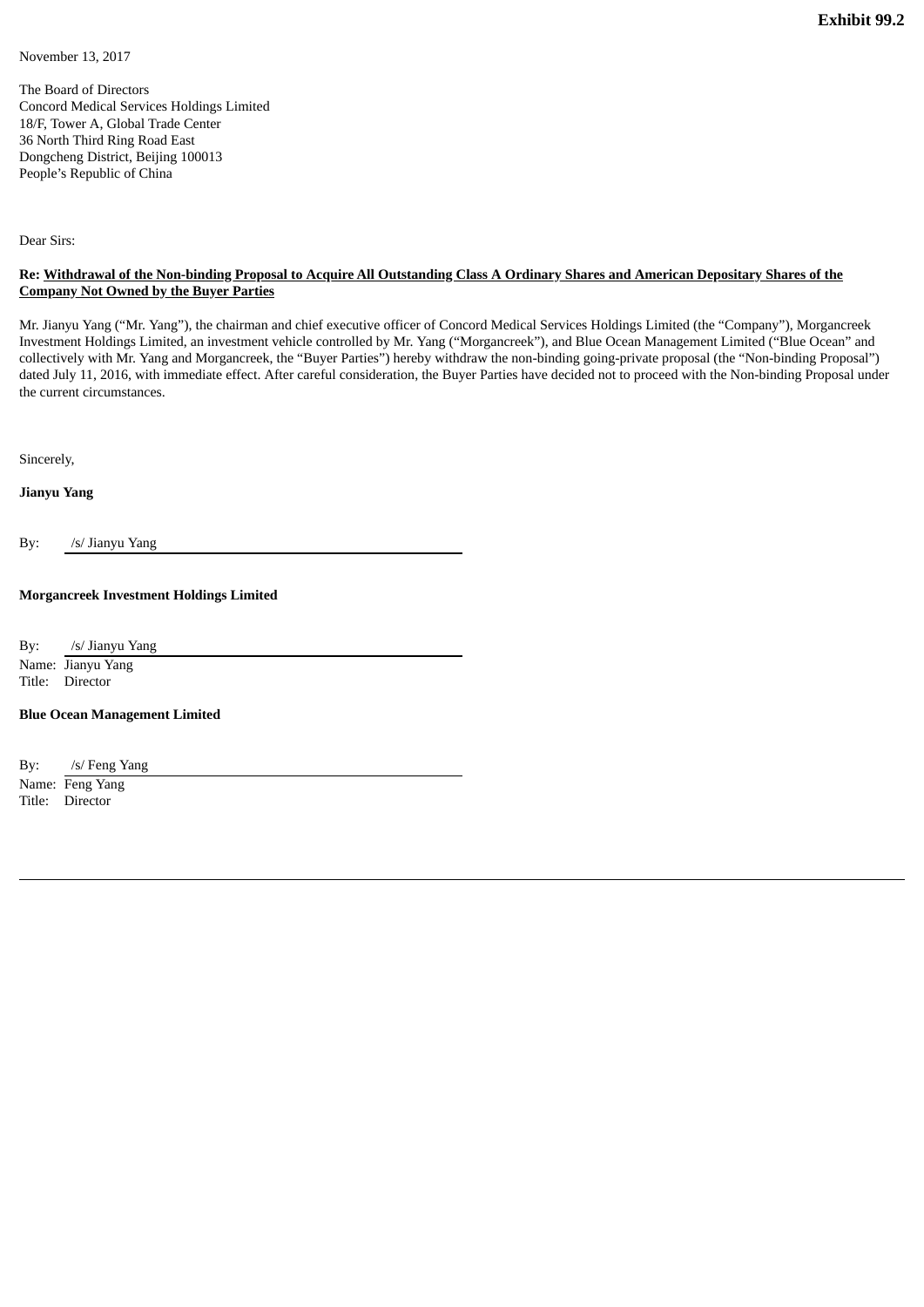**Exhibit 99.2**

November 13, 2017

The Board of Directors
Concord Medical Services Holdings Limited
18/F, Tower A, Global Trade Center
36 North Third Ring Road East
Dongcheng District, Beijing 100013
People's Republic of China

Dear Sirs:

**Re: Withdrawal of the Non-binding Proposal to Acquire All Outstanding Class A Ordinary Shares and American Depositary Shares of the Company Not Owned by the Buyer Parties**

Mr. Jianyu Yang ("Mr. Yang"), the chairman and chief executive officer of Concord Medical Services Holdings Limited (the "Company"), Morgancreek Investment Holdings Limited, an investment vehicle controlled by Mr. Yang ("Morgancreek"), and Blue Ocean Management Limited ("Blue Ocean" and collectively with Mr. Yang and Morgancreek, the "Buyer Parties") hereby withdraw the non-binding going-private proposal (the "Non-binding Proposal") dated July 11, 2016, with immediate effect. After careful consideration, the Buyer Parties have decided not to proceed with the Non-binding Proposal under the current circumstances.

Sincerely,

**Jianyu Yang**

By: /s/ Jianyu Yang

**Morgancreek Investment Holdings Limited**

By: /s/ Jianyu Yang
Name: Jianyu Yang
Title: Director

**Blue Ocean Management Limited**

By: /s/ Feng Yang
Name: Feng Yang
Title: Director